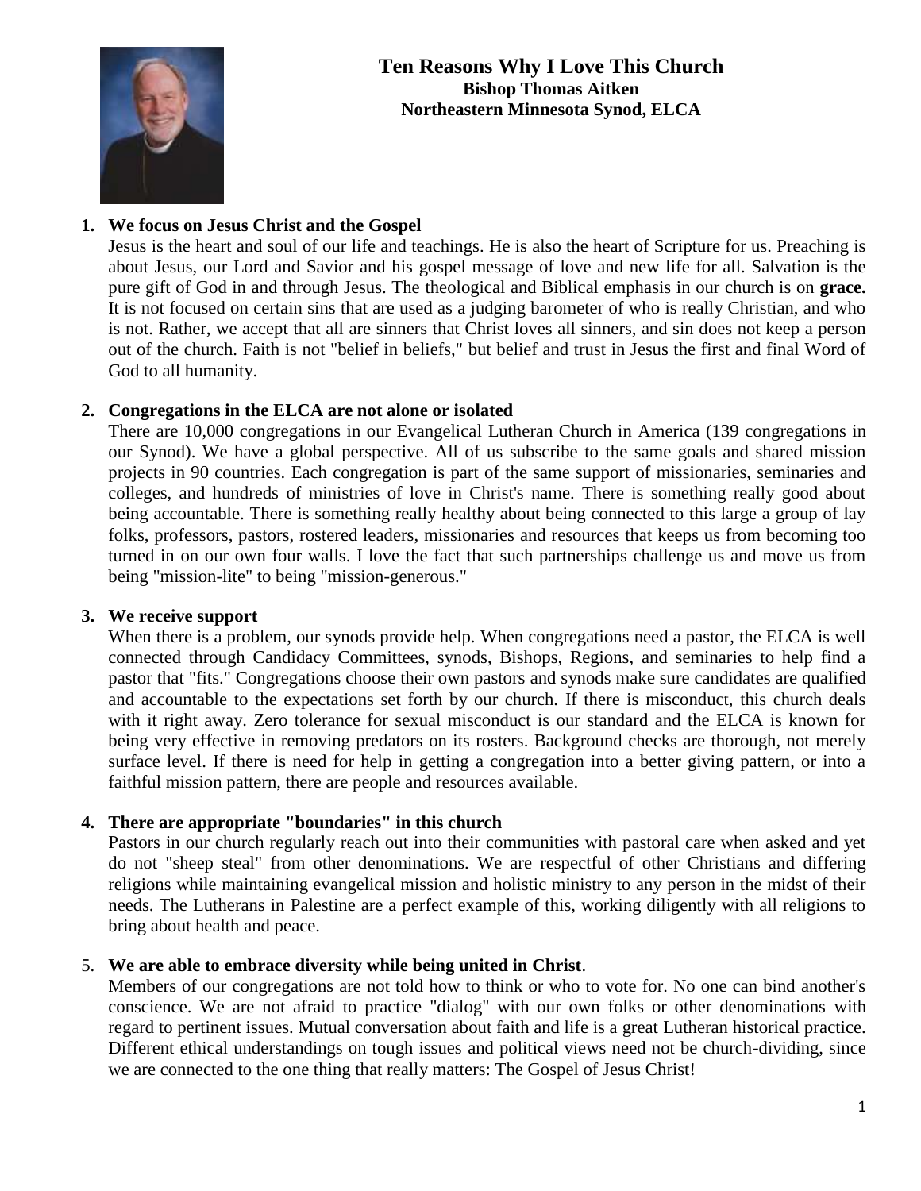# Ten Reasons Why I Love This Church

**Bishop Thomas Aitken**
**Northeastern Minnesota Synod, ELCA**

1. **We focus on Jesus Christ and the Gospel**
   Jesus is the heart and soul of our life and teachings. He is also the heart of Scripture for us. Preaching is about Jesus, our Lord and Savior and his gospel message of love and new life for all. Salvation is the pure gift of God in and through Jesus. The theological and Biblical emphasis in our church is on **grace.** It is not focused on certain sins that are used as a judging barometer of who is really Christian, and who is not. Rather, we accept that all are sinners that Christ loves all sinners, and sin does not keep a person out of the church. Faith is not "belief in beliefs," but belief and trust in Jesus the first and final Word of God to all humanity.

2. **Congregations in the ELCA are not alone or isolated**
   There are 10,000 congregations in our Evangelical Lutheran Church in America (139 congregations in our Synod). We have a global perspective. All of us subscribe to the same goals and shared mission projects in 90 countries. Each congregation is part of the same support of missionaries, seminaries and colleges, and hundreds of ministries of love in Christ's name. There is something really good about being accountable. There is something really healthy about being connected to this large a group of lay folks, professors, pastors, rostered leaders, missionaries and resources that keeps us from becoming too turned in on our own four walls. I love the fact that such partnerships challenge us and move us from being "mission-lite" to being "mission-generous."

3. **We receive support**
   When there is a problem, our synods provide help. When congregations need a pastor, the ELCA is well connected through Candidacy Committees, synods, Bishops, Regions, and seminaries to help find a pastor that "fits." Congregations choose their own pastors and synods make sure candidates are qualified and accountable to the expectations set forth by our church. If there is misconduct, this church deals with it right away. Zero tolerance for sexual misconduct is our standard and the ELCA is known for being very effective in removing predators on its rosters. Background checks are thorough, not merely surface level. If there is need for help in getting a congregation into a better giving pattern, or into a faithful mission pattern, there are people and resources available.

4. **There are appropriate "boundaries" in this church**
   Pastors in our church regularly reach out into their communities with pastoral care when asked and yet do not "sheep steal" from other denominations. We are respectful of other Christians and differing religions while maintaining evangelical mission and holistic ministry to any person in the midst of their needs. The Lutherans in Palestine are a perfect example of this, working diligently with all religions to bring about health and peace.

5. **We are able to embrace diversity while being united in Christ**.
   Members of our congregations are not told how to think or who to vote for. No one can bind another's conscience. We are not afraid to practice "dialog" with our own folks or other denominations with regard to pertinent issues. Mutual conversation about faith and life is a great Lutheran historical practice. Different ethical understandings on tough issues and political views need not be church-dividing, since we are connected to the one thing that really matters: The Gospel of Jesus Christ!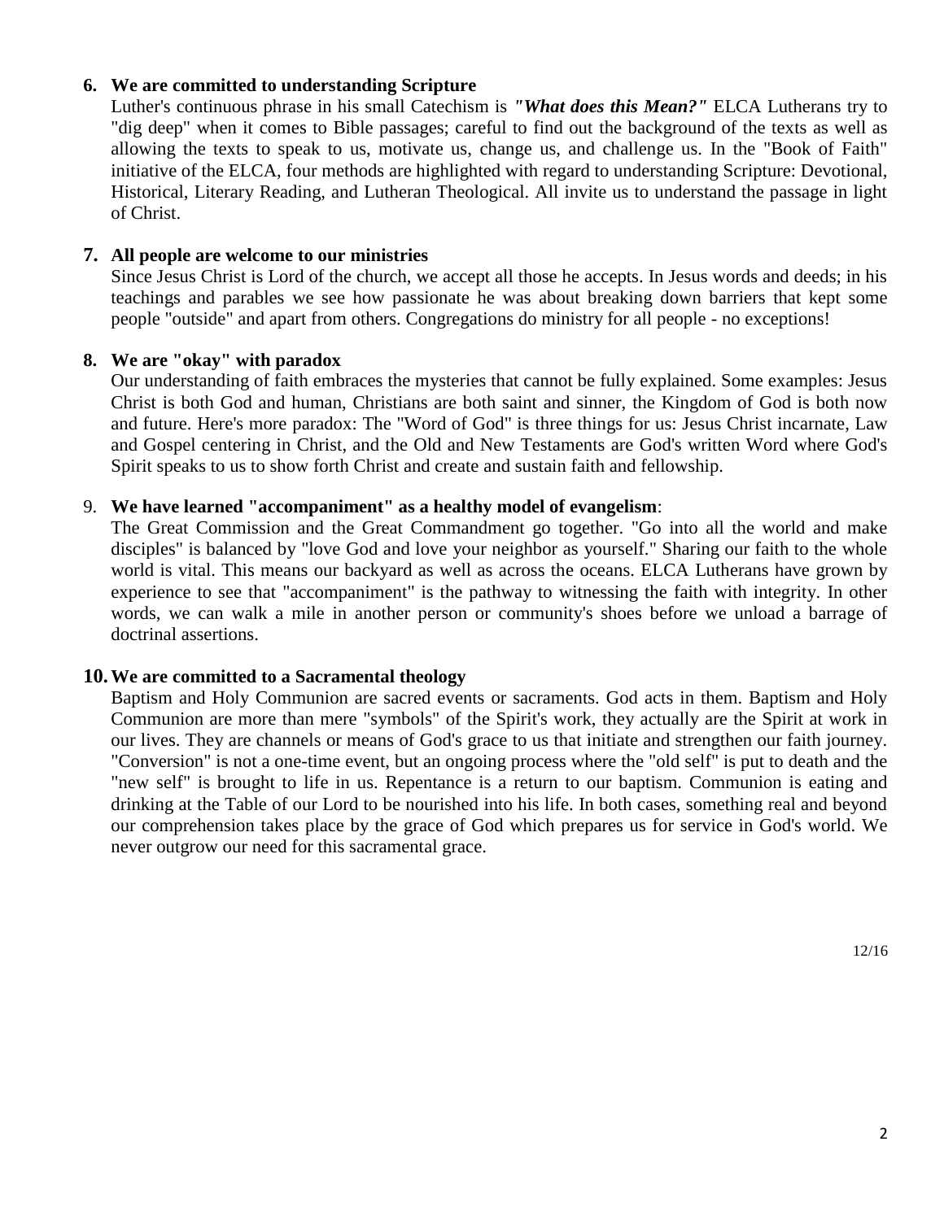6. **We are committed to understanding Scripture**

   Luther's continuous phrase in his small Catechism is ***"What does this Mean?"*** ELCA Lutherans try to "dig deep" when it comes to Bible passages; careful to find out the background of the texts as well as allowing the texts to speak to us, motivate us, change us, and challenge us. In the "Book of Faith" initiative of the ELCA, four methods are highlighted with regard to understanding Scripture: Devotional, Historical, Literary Reading, and Lutheran Theological. All invite us to understand the passage in light of Christ.

7. **All people are welcome to our ministries**

   Since Jesus Christ is Lord of the church, we accept all those he accepts. In Jesus words and deeds; in his teachings and parables we see how passionate he was about breaking down barriers that kept some people "outside" and apart from others. Congregations do ministry for all people - no exceptions!

8. **We are "okay" with paradox**

   Our understanding of faith embraces the mysteries that cannot be fully explained. Some examples: Jesus Christ is both God and human, Christians are both saint and sinner, the Kingdom of God is both now and future. Here's more paradox: The "Word of God" is three things for us: Jesus Christ incarnate, Law and Gospel centering in Christ, and the Old and New Testaments are God's written Word where God's Spirit speaks to us to show forth Christ and create and sustain faith and fellowship.

9. **We have learned "accompaniment" as a healthy model of evangelism**:

   The Great Commission and the Great Commandment go together. "Go into all the world and make disciples" is balanced by "love God and love your neighbor as yourself." Sharing our faith to the whole world is vital. This means our backyard as well as across the oceans. ELCA Lutherans have grown by experience to see that "accompaniment" is the pathway to witnessing the faith with integrity. In other words, we can walk a mile in another person or community's shoes before we unload a barrage of doctrinal assertions.

10. **We are committed to a Sacramental theology**

    Baptism and Holy Communion are sacred events or sacraments. God acts in them. Baptism and Holy Communion are more than mere "symbols" of the Spirit's work, they actually are the Spirit at work in our lives. They are channels or means of God's grace to us that initiate and strengthen our faith journey. "Conversion" is not a one-time event, but an ongoing process where the "old self" is put to death and the "new self" is brought to life in us. Repentance is a return to our baptism. Communion is eating and drinking at the Table of our Lord to be nourished into his life. In both cases, something real and beyond our comprehension takes place by the grace of God which prepares us for service in God's world. We never outgrow our need for this sacramental grace.

12/16